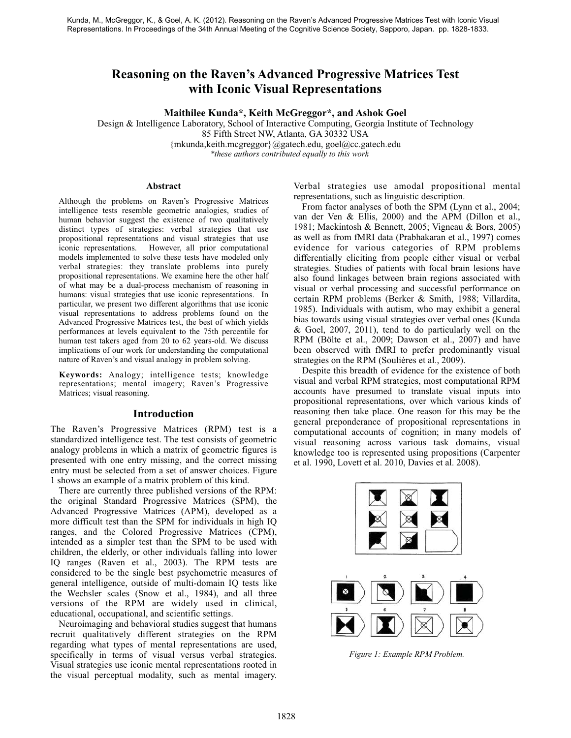Kunda, M., McGreggor, K., & Goel, A. K. (2012). Reasoning on the Raven's Advanced Progressive Matrices Test with Iconic Visual Representations. In Proceedings of the 34th Annual Meeting of the Cognitive Science Society, Sapporo, Japan. pp. 1828-1833.

# Reasoning on the Raven's Advanced Progressive Matrices Test with Iconic Visual Representations

**Maithilee Kunda\*, Keith McGreggor\*, and Ashok Goel**

Design & Intelligence Laboratory, School of Interactive Computing, Georgia Institute of Technology
85 Fifth Street NW, Atlanta, GA 30332 USA
{mkunda,keith.mcgreggor}@gatech.edu, goel@cc.gatech.edu
*\*these authors contributed equally to this work*

## Abstract

Although the problems on Raven's Progressive Matrices intelligence tests resemble geometric analogies, studies of human behavior suggest the existence of two qualitatively distinct types of strategies: verbal strategies that use propositional representations and visual strategies that use iconic representations. However, all prior computational models implemented to solve these tests have modeled only verbal strategies: they translate problems into purely propositional representations. We examine here the other half of what may be a dual-process mechanism of reasoning in humans: visual strategies that use iconic representations. In particular, we present two different algorithms that use iconic visual representations to address problems found on the Advanced Progressive Matrices test, the best of which yields performances at levels equivalent to the 75th percentile for human test takers aged from 20 to 62 years-old. We discuss implications of our work for understanding the computational nature of Raven's and visual analogy in problem solving.

**Keywords:** Analogy; intelligence tests; knowledge representations; mental imagery; Raven's Progressive Matrices; visual reasoning.

## Introduction

The Raven's Progressive Matrices (RPM) test is a standardized intelligence test. The test consists of geometric analogy problems in which a matrix of geometric figures is presented with one entry missing, and the correct missing entry must be selected from a set of answer choices. Figure 1 shows an example of a matrix problem of this kind.

There are currently three published versions of the RPM: the original Standard Progressive Matrices (SPM), the Advanced Progressive Matrices (APM), developed as a more difficult test than the SPM for individuals in high IQ ranges, and the Colored Progressive Matrices (CPM), intended as a simpler test than the SPM to be used with children, the elderly, or other individuals falling into lower IQ ranges (Raven et al., 2003). The RPM tests are considered to be the single best psychometric measures of general intelligence, outside of multi-domain IQ tests like the Wechsler scales (Snow et al., 1984), and all three versions of the RPM are widely used in clinical, educational, occupational, and scientific settings.

Neuroimaging and behavioral studies suggest that humans recruit qualitatively different strategies on the RPM regarding what types of mental representations are used, specifically in terms of visual versus verbal strategies. Visual strategies use iconic mental representations rooted in the visual perceptual modality, such as mental imagery. Verbal strategies use amodal propositional mental representations, such as linguistic description.

From factor analyses of both the SPM (Lynn et al., 2004; van der Ven & Ellis, 2000) and the APM (Dillon et al., 1981; Mackintosh & Bennett, 2005; Vigneau & Bors, 2005) as well as from fMRI data (Prabhakaran et al., 1997) comes evidence for various categories of RPM problems differentially eliciting from people either visual or verbal strategies. Studies of patients with focal brain lesions have also found linkages between brain regions associated with visual or verbal processing and successful performance on certain RPM problems (Berker & Smith, 1988; Villardita, 1985). Individuals with autism, who may exhibit a general bias towards using visual strategies over verbal ones (Kunda & Goel, 2007, 2011), tend to do particularly well on the RPM (Bölte et al., 2009; Dawson et al., 2007) and have been observed with fMRI to prefer predominantly visual strategies on the RPM (Soulières et al., 2009).

Despite this breadth of evidence for the existence of both visual and verbal RPM strategies, most computational RPM accounts have presumed to translate visual inputs into propositional representations, over which various kinds of reasoning then take place. One reason for this may be the general preponderance of propositional representations in computational accounts of cognition; in many models of visual reasoning across various task domains, visual knowledge too is represented using propositions (Carpenter et al. 1990, Lovett et al. 2010, Davies et al. 2008).

*Figure 1: Example RPM Problem.*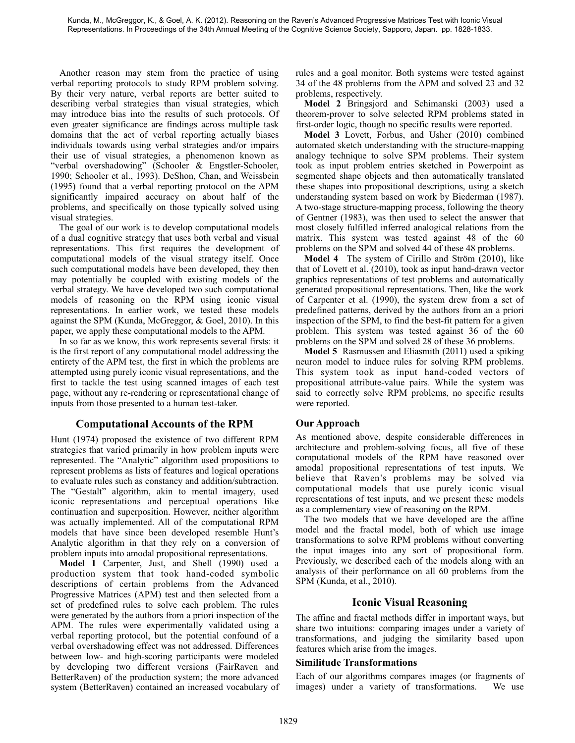Another reason may stem from the practice of using verbal reporting protocols to study RPM problem solving. By their very nature, verbal reports are better suited to describing verbal strategies than visual strategies, which may introduce bias into the results of such protocols. Of even greater significance are findings across multiple task domains that the act of verbal reporting actually biases individuals towards using verbal strategies and/or impairs their use of visual strategies, a phenomenon known as "verbal overshadowing" (Schooler & Engstler-Schooler, 1990; Schooler et al., 1993). DeShon, Chan, and Weissbein (1995) found that a verbal reporting protocol on the APM significantly impaired accuracy on about half of the problems, and specifically on those typically solved using visual strategies.

The goal of our work is to develop computational models of a dual cognitive strategy that uses both verbal and visual representations. This first requires the development of computational models of the visual strategy itself. Once such computational models have been developed, they then may potentially be coupled with existing models of the verbal strategy. We have developed two such computational models of reasoning on the RPM using iconic visual representations. In earlier work, we tested these models against the SPM (Kunda, McGreggor, & Goel, 2010). In this paper, we apply these computational models to the APM.

In so far as we know, this work represents several firsts: it is the first report of any computational model addressing the entirety of the APM test, the first in which the problems are attempted using purely iconic visual representations, and the first to tackle the test using scanned images of each test page, without any re-rendering or representational change of inputs from those presented to a human test-taker.

## Computational Accounts of the RPM

Hunt (1974) proposed the existence of two different RPM strategies that varied primarily in how problem inputs were represented. The "Analytic" algorithm used propositions to represent problems as lists of features and logical operations to evaluate rules such as constancy and addition/subtraction. The "Gestalt" algorithm, akin to mental imagery, used iconic representations and perceptual operations like continuation and superposition. However, neither algorithm was actually implemented. All of the computational RPM models that have since been developed resemble Hunt's Analytic algorithm in that they rely on a conversion of problem inputs into amodal propositional representations.

**Model 1** Carpenter, Just, and Shell (1990) used a production system that took hand-coded symbolic descriptions of certain problems from the Advanced Progressive Matrices (APM) test and then selected from a set of predefined rules to solve each problem. The rules were generated by the authors from a priori inspection of the APM. The rules were experimentally validated using a verbal reporting protocol, but the potential confound of a verbal overshadowing effect was not addressed. Differences between low- and high-scoring participants were modeled by developing two different versions (FairRaven and BetterRaven) of the production system; the more advanced system (BetterRaven) contained an increased vocabulary of rules and a goal monitor. Both systems were tested against 34 of the 48 problems from the APM and solved 23 and 32 problems, respectively.

**Model 2** Bringsjord and Schimanski (2003) used a theorem-prover to solve selected RPM problems stated in first-order logic, though no specific results were reported.

**Model 3** Lovett, Forbus, and Usher (2010) combined automated sketch understanding with the structure-mapping analogy technique to solve SPM problems. Their system took as input problem entries sketched in Powerpoint as segmented shape objects and then automatically translated these shapes into propositional descriptions, using a sketch understanding system based on work by Biederman (1987). A two-stage structure-mapping process, following the theory of Gentner (1983), was then used to select the answer that most closely fulfilled inferred analogical relations from the matrix. This system was tested against 48 of the 60 problems on the SPM and solved 44 of these 48 problems.

**Model 4** The system of Cirillo and Ström (2010), like that of Lovett et al. (2010), took as input hand-drawn vector graphics representations of test problems and automatically generated propositional representations. Then, like the work of Carpenter et al. (1990), the system drew from a set of predefined patterns, derived by the authors from an a priori inspection of the SPM, to find the best-fit pattern for a given problem. This system was tested against 36 of the 60 problems on the SPM and solved 28 of these 36 problems.

**Model 5** Rasmussen and Eliasmith (2011) used a spiking neuron model to induce rules for solving RPM problems. This system took as input hand-coded vectors of propositional attribute-value pairs. While the system was said to correctly solve RPM problems, no specific results were reported.

### Our Approach

As mentioned above, despite considerable differences in architecture and problem-solving focus, all five of these computational models of the RPM have reasoned over amodal propositional representations of test inputs. We believe that Raven's problems may be solved via computational models that use purely iconic visual representations of test inputs, and we present these models as a complementary view of reasoning on the RPM.

The two models that we have developed are the affine model and the fractal model, both of which use image transformations to solve RPM problems without converting the input images into any sort of propositional form. Previously, we described each of the models along with an analysis of their performance on all 60 problems from the SPM (Kunda, et al., 2010).

## Iconic Visual Reasoning

The affine and fractal methods differ in important ways, but share two intuitions: comparing images under a variety of transformations, and judging the similarity based upon features which arise from the images.

### Similitude Transformations

Each of our algorithms compares images (or fragments of images) under a variety of transformations. We use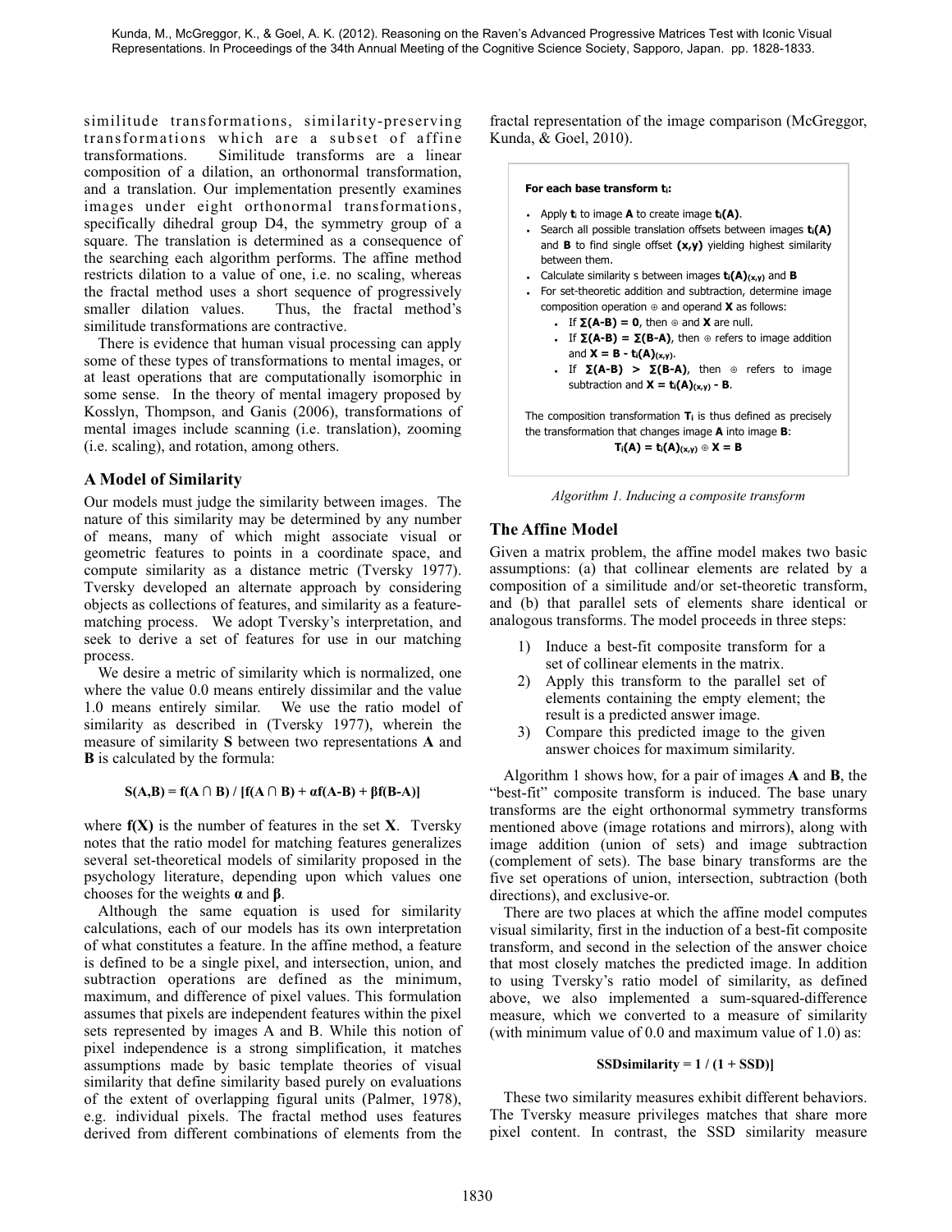similitude transformations, similarity-preserving transformations which are a subset of affine transformations. Similitude transforms are a linear composition of a dilation, an orthonormal transformation, and a translation. Our implementation presently examines images under eight orthonormal transformations, specifically dihedral group D4, the symmetry group of a square. The translation is determined as a consequence of the searching each algorithm performs. The affine method restricts dilation to a value of one, i.e. no scaling, whereas the fractal method uses a short sequence of progressively smaller dilation values. Thus, the fractal method's similitude transformations are contractive.

There is evidence that human visual processing can apply some of these types of transformations to mental images, or at least operations that are computationally isomorphic in some sense. In the theory of mental imagery proposed by Kosslyn, Thompson, and Ganis (2006), transformations of mental images include scanning (i.e. translation), zooming (i.e. scaling), and rotation, among others.

## A Model of Similarity

Our models must judge the similarity between images. The nature of this similarity may be determined by any number of means, many of which might associate visual or geometric features to points in a coordinate space, and compute similarity as a distance metric (Tversky 1977). Tversky developed an alternate approach by considering objects as collections of features, and similarity as a feature-matching process. We adopt Tversky's interpretation, and seek to derive a set of features for use in our matching process.

We desire a metric of similarity which is normalized, one where the value 0.0 means entirely dissimilar and the value 1.0 means entirely similar. We use the ratio model of similarity as described in (Tversky 1977), wherein the measure of similarity **S** between two representations **A** and **B** is calculated by the formula:

$$\mathbf{S(A,B) = f(A \cap B) / [f(A \cap B) + \alpha f(A\text{-}B) + \beta f(B\text{-}A)]}$$

where **f(X)** is the number of features in the set **X**. Tversky notes that the ratio model for matching features generalizes several set-theoretical models of similarity proposed in the psychology literature, depending upon which values one chooses for the weights **α** and **β**.

Although the same equation is used for similarity calculations, each of our models has its own interpretation of what constitutes a feature. In the affine method, a feature is defined to be a single pixel, and intersection, union, and subtraction operations are defined as the minimum, maximum, and difference of pixel values. This formulation assumes that pixels are independent features within the pixel sets represented by images A and B. While this notion of pixel independence is a strong simplification, it matches assumptions made by basic template theories of visual similarity that define similarity based purely on evaluations of the extent of overlapping figural units (Palmer, 1978), e.g. individual pixels. The fractal method uses features derived from different combinations of elements from the fractal representation of the image comparison (McGreggor, Kunda, & Goel, 2010).

**For each base transform $t_i$:**

- Apply $\mathbf{t_i}$ to image **A** to create image $\mathbf{t_i(A)}$.
- Search all possible translation offsets between images $\mathbf{t_i(A)}$ and **B** to find single offset **(x,y)** yielding highest similarity between them.
- Calculate similarity s between images $\mathbf{t_i(A)_{(x,y)}}$ and **B**
- For set-theoretic addition and subtraction, determine image composition operation ⊕ and operand **X** as follows:
  - If $\mathbf{\Sigma(A\text{-}B) = 0}$, then ⊕ and **X** are null.
  - If $\mathbf{\Sigma(A\text{-}B) = \Sigma(B\text{-}A)}$, then ⊕ refers to image addition and $\mathbf{X = B - t_i(A)_{(x,y)}}$.
  - If $\mathbf{\Sigma(A\text{-}B) > \Sigma(B\text{-}A)}$, then ⊕ refers to image subtraction and $\mathbf{X = t_i(A)_{(x,y)} - B}$.

The composition transformation $\mathbf{T_i}$ is thus defined as precisely the transformation that changes image **A** into image **B**:

$$\mathbf{T_i(A) = t_i(A)_{(x,y)} \oplus X = B}$$

*Algorithm 1. Inducing a composite transform*

## The Affine Model

Given a matrix problem, the affine model makes two basic assumptions: (a) that collinear elements are related by a composition of a similitude and/or set-theoretic transform, and (b) that parallel sets of elements share identical or analogous transforms. The model proceeds in three steps:

1) Induce a best-fit composite transform for a set of collinear elements in the matrix.
2) Apply this transform to the parallel set of elements containing the empty element; the result is a predicted answer image.
3) Compare this predicted image to the given answer choices for maximum similarity.

Algorithm 1 shows how, for a pair of images **A** and **B**, the "best-fit" composite transform is induced. The base unary transforms are the eight orthonormal symmetry transforms mentioned above (image rotations and mirrors), along with image addition (union of sets) and image subtraction (complement of sets). The base binary transforms are the five set operations of union, intersection, subtraction (both directions), and exclusive-or.

There are two places at which the affine model computes visual similarity, first in the induction of a best-fit composite transform, and second in the selection of the answer choice that most closely matches the predicted image. In addition to using Tversky's ratio model of similarity, as defined above, we also implemented a sum-squared-difference measure, which we converted to a measure of similarity (with minimum value of 0.0 and maximum value of 1.0) as:

$$\mathbf{SSDsimilarity = 1 / (1 + SSD)]}$$

These two similarity measures exhibit different behaviors. The Tversky measure privileges matches that share more pixel content. In contrast, the SSD similarity measure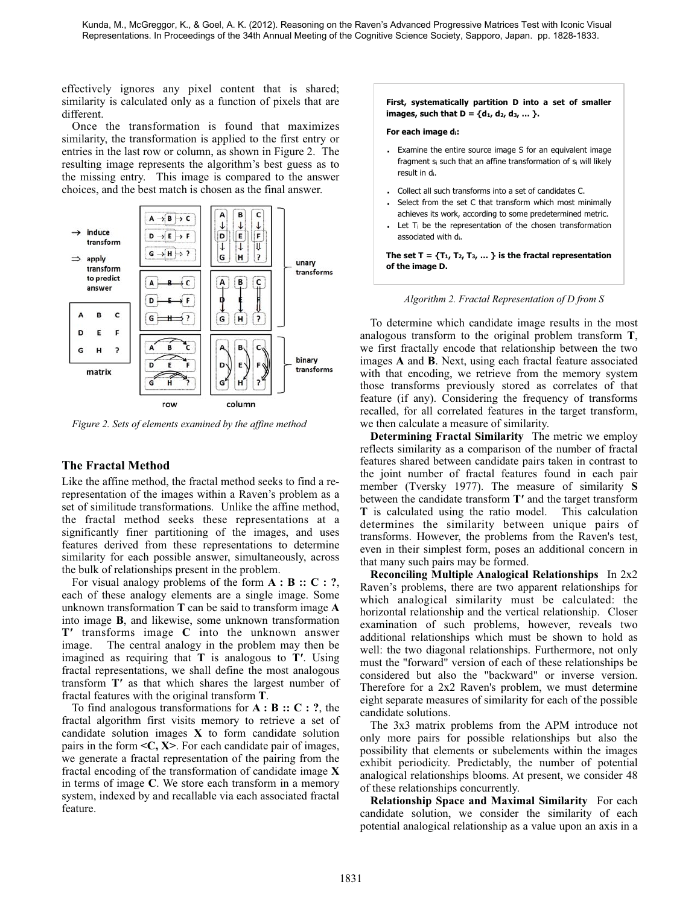effectively ignores any pixel content that is shared; similarity is calculated only as a function of pixels that are different.

Once the transformation is found that maximizes similarity, the transformation is applied to the first entry or entries in the last row or column, as shown in Figure 2. The resulting image represents the algorithm's best guess as to the missing entry. This image is compared to the answer choices, and the best match is chosen as the final answer.

*Figure 2. Sets of elements examined by the affine method*

## The Fractal Method

Like the affine method, the fractal method seeks to find a re-representation of the images within a Raven's problem as a set of similitude transformations. Unlike the affine method, the fractal method seeks these representations at a significantly finer partitioning of the images, and uses features derived from these representations to determine similarity for each possible answer, simultaneously, across the bulk of relationships present in the problem.

For visual analogy problems of the form **A : B :: C : ?**, each of these analogy elements are a single image. Some unknown transformation **T** can be said to transform image **A** into image **B**, and likewise, some unknown transformation **T′** transforms image **C** into the unknown answer image. The central analogy in the problem may then be imagined as requiring that **T** is analogous to **T′**. Using fractal representations, we shall define the most analogous transform **T′** as that which shares the largest number of fractal features with the original transform **T**.

To find analogous transformations for **A : B :: C : ?**, the fractal algorithm first visits memory to retrieve a set of candidate solution images **X** to form candidate solution pairs in the form **<C, X>**. For each candidate pair of images, we generate a fractal representation of the pairing from the fractal encoding of the transformation of candidate image **X** in terms of image **C**. We store each transform in a memory system, indexed by and recallable via each associated fractal feature.

> **First, systematically partition D into a set of smaller images, such that D = {$d_1$, $d_2$, $d_3$, … }.**
>
> **For each image $d_i$:**
>
> - Examine the entire source image S for an equivalent image fragment $s_i$ such that an affine transformation of $s_i$ will likely result in $d_i$.
> - Collect all such transforms into a set of candidates C.
> - Select from the set C that transform which most minimally achieves its work, according to some predetermined metric.
> - Let $T_i$ be the representation of the chosen transformation associated with $d_i$.
>
> **The set T = {$T_1$, $T_2$, $T_3$, … } is the fractal representation of the image D.**

*Algorithm 2. Fractal Representation of D from S*

To determine which candidate image results in the most analogous transform to the original problem transform **T**, we first fractally encode that relationship between the two images **A** and **B**. Next, using each fractal feature associated with that encoding, we retrieve from the memory system those transforms previously stored as correlates of that feature (if any). Considering the frequency of transforms recalled, for all correlated features in the target transform, we then calculate a measure of similarity.

**Determining Fractal Similarity** The metric we employ reflects similarity as a comparison of the number of fractal features shared between candidate pairs taken in contrast to the joint number of fractal features found in each pair member (Tversky 1977). The measure of similarity **S** between the candidate transform **T′** and the target transform **T** is calculated using the ratio model. This calculation determines the similarity between unique pairs of transforms. However, the problems from the Raven's test, even in their simplest form, poses an additional concern in that many such pairs may be formed.

**Reconciling Multiple Analogical Relationships** In 2x2 Raven's problems, there are two apparent relationships for which analogical similarity must be calculated: the horizontal relationship and the vertical relationship. Closer examination of such problems, however, reveals two additional relationships which must be shown to hold as well: the two diagonal relationships. Furthermore, not only must the "forward" version of each of these relationships be considered but also the "backward" or inverse version. Therefore for a 2x2 Raven's problem, we must determine eight separate measures of similarity for each of the possible candidate solutions.

The 3x3 matrix problems from the APM introduce not only more pairs for possible relationships but also the possibility that elements or subelements within the images exhibit periodicity. Predictably, the number of potential analogical relationships blooms. At present, we consider 48 of these relationships concurrently.

**Relationship Space and Maximal Similarity** For each candidate solution, we consider the similarity of each potential analogical relationship as a value upon an axis in a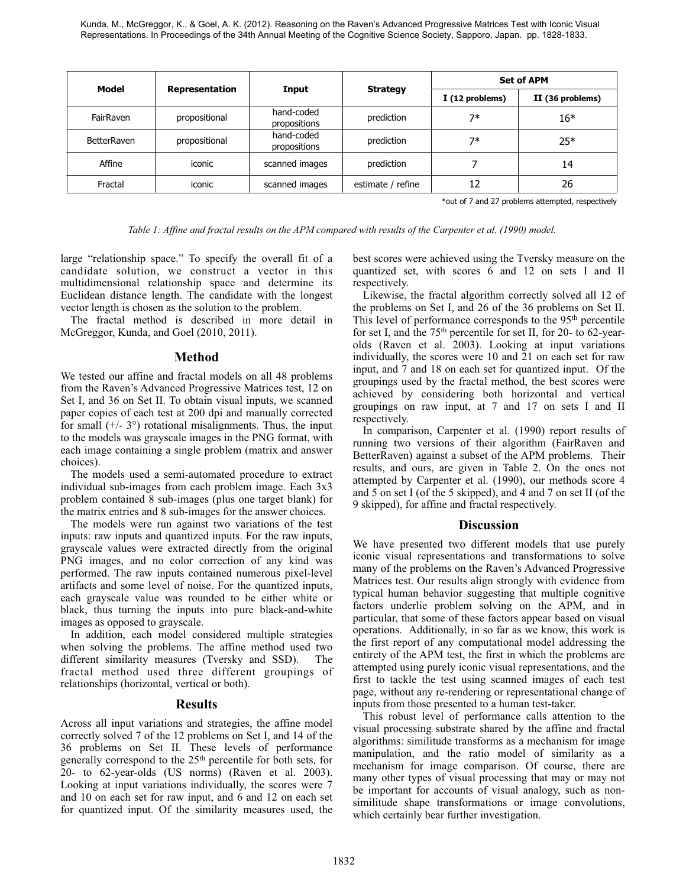| Model | Representation | Input | Strategy | Set of APM | |
|---|---|---|---|---|---|
| | | | | I (12 problems) | II (36 problems) |
| FairRaven | propositional | hand-coded propositions | prediction | 7* | 16* |
| BetterRaven | propositional | hand-coded propositions | prediction | 7* | 25* |
| Affine | iconic | scanned images | prediction | 7 | 14 |
| Fractal | iconic | scanned images | estimate / refine | 12 | 26 |

*out of 7 and 27 problems attempted, respectively

*Table 1: Affine and fractal results on the APM compared with results of the Carpenter et al. (1990) model.*

large "relationship space." To specify the overall fit of a candidate solution, we construct a vector in this multidimensional relationship space and determine its Euclidean distance length. The candidate with the longest vector length is chosen as the solution to the problem.

The fractal method is described in more detail in McGreggor, Kunda, and Goel (2010, 2011).

## Method

We tested our affine and fractal models on all 48 problems from the Raven's Advanced Progressive Matrices test, 12 on Set I, and 36 on Set II. To obtain visual inputs, we scanned paper copies of each test at 200 dpi and manually corrected for small (+/- 3°) rotational misalignments. Thus, the input to the models was grayscale images in the PNG format, with each image containing a single problem (matrix and answer choices).

The models used a semi-automated procedure to extract individual sub-images from each problem image. Each 3x3 problem contained 8 sub-images (plus one target blank) for the matrix entries and 8 sub-images for the answer choices.

The models were run against two variations of the test inputs: raw inputs and quantized inputs. For the raw inputs, grayscale values were extracted directly from the original PNG images, and no color correction of any kind was performed. The raw inputs contained numerous pixel-level artifacts and some level of noise. For the quantized inputs, each grayscale value was rounded to be either white or black, thus turning the inputs into pure black-and-white images as opposed to grayscale.

In addition, each model considered multiple strategies when solving the problems. The affine method used two different similarity measures (Tversky and SSD). The fractal method used three different groupings of relationships (horizontal, vertical or both).

## Results

Across all input variations and strategies, the affine model correctly solved 7 of the 12 problems on Set I, and 14 of the 36 problems on Set II. These levels of performance generally correspond to the 25th percentile for both sets, for 20- to 62-year-olds (US norms) (Raven et al. 2003). Looking at input variations individually, the scores were 7 and 10 on each set for raw input, and 6 and 12 on each set for quantized input. Of the similarity measures used, the best scores were achieved using the Tversky measure on the quantized set, with scores 6 and 12 on sets I and II respectively.

Likewise, the fractal algorithm correctly solved all 12 of the problems on Set I, and 26 of the 36 problems on Set II. This level of performance corresponds to the 95th percentile for set I, and the 75th percentile for set II, for 20- to 62-year-olds (Raven et al. 2003). Looking at input variations individually, the scores were 10 and 21 on each set for raw input, and 7 and 18 on each set for quantized input. Of the groupings used by the fractal method, the best scores were achieved by considering both horizontal and vertical groupings on raw input, at 7 and 17 on sets I and II respectively.

In comparison, Carpenter et al. (1990) report results of running two versions of their algorithm (FairRaven and BetterRaven) against a subset of the APM problems. Their results, and ours, are given in Table 2. On the ones not attempted by Carpenter et al. (1990), our methods score 4 and 5 on set I (of the 5 skipped), and 4 and 7 on set II (of the 9 skipped), for affine and fractal respectively.

## Discussion

We have presented two different models that use purely iconic visual representations and transformations to solve many of the problems on the Raven's Advanced Progressive Matrices test. Our results align strongly with evidence from typical human behavior suggesting that multiple cognitive factors underlie problem solving on the APM, and in particular, that some of these factors appear based on visual operations. Additionally, in so far as we know, this work is the first report of any computational model addressing the entirety of the APM test, the first in which the problems are attempted using purely iconic visual representations, and the first to tackle the test using scanned images of each test page, without any re-rendering or representational change of inputs from those presented to a human test-taker.

This robust level of performance calls attention to the visual processing substrate shared by the affine and fractal algorithms: similitude transforms as a mechanism for image manipulation, and the ratio model of similarity as a mechanism for image comparison. Of course, there are many other types of visual processing that may or may not be important for accounts of visual analogy, such as non-similitude shape transformations or image convolutions, which certainly bear further investigation.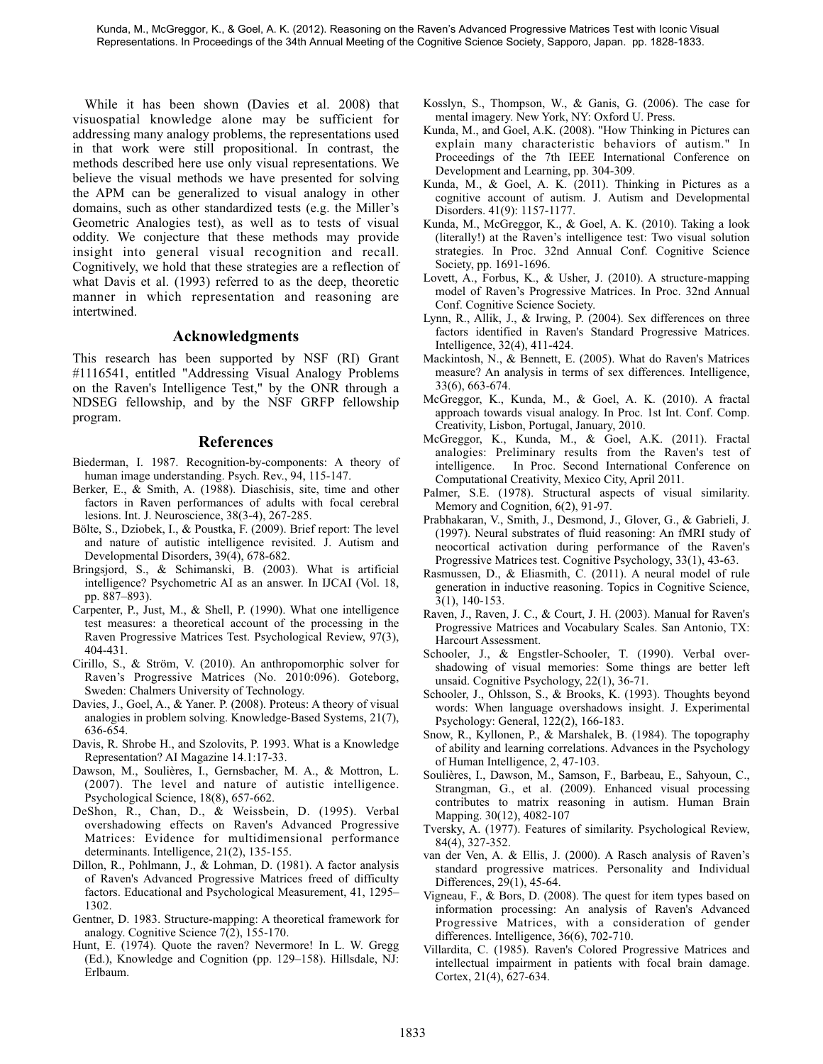While it has been shown (Davies et al. 2008) that visuospatial knowledge alone may be sufficient for addressing many analogy problems, the representations used in that work were still propositional. In contrast, the methods described here use only visual representations. We believe the visual methods we have presented for solving the APM can be generalized to visual analogy in other domains, such as other standardized tests (e.g. the Miller's Geometric Analogies test), as well as to tests of visual oddity. We conjecture that these methods may provide insight into general visual recognition and recall. Cognitively, we hold that these strategies are a reflection of what Davis et al. (1993) referred to as the deep, theoretic manner in which representation and reasoning are intertwined.

## Acknowledgments

This research has been supported by NSF (RI) Grant #1116541, entitled "Addressing Visual Analogy Problems on the Raven's Intelligence Test," by the ONR through a NDSEG fellowship, and by the NSF GRFP fellowship program.

## References

Biederman, I. 1987. Recognition-by-components: A theory of human image understanding. Psych. Rev., 94, 115-147.

Berker, E., & Smith, A. (1988). Diaschisis, site, time and other factors in Raven performances of adults with focal cerebral lesions. Int. J. Neuroscience, 38(3-4), 267-285.

Bölte, S., Dziobek, I., & Poustka, F. (2009). Brief report: The level and nature of autistic intelligence revisited. J. Autism and Developmental Disorders, 39(4), 678-682.

Bringsjord, S., & Schimanski, B. (2003). What is artificial intelligence? Psychometric AI as an answer. In IJCAI (Vol. 18, pp. 887–893).

Carpenter, P., Just, M., & Shell, P. (1990). What one intelligence test measures: a theoretical account of the processing in the Raven Progressive Matrices Test. Psychological Review, 97(3), 404-431.

Cirillo, S., & Ström, V. (2010). An anthropomorphic solver for Raven's Progressive Matrices (No. 2010:096). Goteborg, Sweden: Chalmers University of Technology.

Davies, J., Goel, A., & Yaner. P. (2008). Proteus: A theory of visual analogies in problem solving. Knowledge-Based Systems, 21(7), 636-654.

Davis, R. Shrobe H., and Szolovits, P. 1993. What is a Knowledge Representation? AI Magazine 14.1:17-33.

Dawson, M., Soulières, I., Gernsbacher, M. A., & Mottron, L. (2007). The level and nature of autistic intelligence. Psychological Science, 18(8), 657-662.

DeShon, R., Chan, D., & Weissbein, D. (1995). Verbal overshadowing effects on Raven's Advanced Progressive Matrices: Evidence for multidimensional performance determinants. Intelligence, 21(2), 135-155.

Dillon, R., Pohlmann, J., & Lohman, D. (1981). A factor analysis of Raven's Advanced Progressive Matrices freed of difficulty factors. Educational and Psychological Measurement, 41, 1295–1302.

Gentner, D. 1983. Structure-mapping: A theoretical framework for analogy. Cognitive Science 7(2), 155-170.

Hunt, E. (1974). Quote the raven? Nevermore! In L. W. Gregg (Ed.), Knowledge and Cognition (pp. 129–158). Hillsdale, NJ: Erlbaum.

Kosslyn, S., Thompson, W., & Ganis, G. (2006). The case for mental imagery. New York, NY: Oxford U. Press.

Kunda, M., and Goel, A.K. (2008). "How Thinking in Pictures can explain many characteristic behaviors of autism." In Proceedings of the 7th IEEE International Conference on Development and Learning, pp. 304-309.

Kunda, M., & Goel, A. K. (2011). Thinking in Pictures as a cognitive account of autism. J. Autism and Developmental Disorders. 41(9): 1157-1177.

Kunda, M., McGreggor, K., & Goel, A. K. (2010). Taking a look (literally!) at the Raven's intelligence test: Two visual solution strategies. In Proc. 32nd Annual Conf. Cognitive Science Society, pp. 1691-1696.

Lovett, A., Forbus, K., & Usher, J. (2010). A structure-mapping model of Raven's Progressive Matrices. In Proc. 32nd Annual Conf. Cognitive Science Society.

Lynn, R., Allik, J., & Irwing, P. (2004). Sex differences on three factors identified in Raven's Standard Progressive Matrices. Intelligence, 32(4), 411-424.

Mackintosh, N., & Bennett, E. (2005). What do Raven's Matrices measure? An analysis in terms of sex differences. Intelligence, 33(6), 663-674.

McGreggor, K., Kunda, M., & Goel, A. K. (2010). A fractal approach towards visual analogy. In Proc. 1st Int. Conf. Comp. Creativity, Lisbon, Portugal, January, 2010.

McGreggor, K., Kunda, M., & Goel, A.K. (2011). Fractal analogies: Preliminary results from the Raven's test of intelligence. In Proc. Second International Conference on Computational Creativity, Mexico City, April 2011.

Palmer, S.E. (1978). Structural aspects of visual similarity. Memory and Cognition, 6(2), 91-97.

Prabhakaran, V., Smith, J., Desmond, J., Glover, G., & Gabrieli, J. (1997). Neural substrates of fluid reasoning: An fMRI study of neocortical activation during performance of the Raven's Progressive Matrices test. Cognitive Psychology, 33(1), 43-63.

Rasmussen, D., & Eliasmith, C. (2011). A neural model of rule generation in inductive reasoning. Topics in Cognitive Science, 3(1), 140-153.

Raven, J., Raven, J. C., & Court, J. H. (2003). Manual for Raven's Progressive Matrices and Vocabulary Scales. San Antonio, TX: Harcourt Assessment.

Schooler, J., & Engstler-Schooler, T. (1990). Verbal overshadowing of visual memories: Some things are better left unsaid. Cognitive Psychology, 22(1), 36-71.

Schooler, J., Ohlsson, S., & Brooks, K. (1993). Thoughts beyond words: When language overshadows insight. J. Experimental Psychology: General, 122(2), 166-183.

Snow, R., Kyllonen, P., & Marshalek, B. (1984). The topography of ability and learning correlations. Advances in the Psychology of Human Intelligence, 2, 47-103.

Soulières, I., Dawson, M., Samson, F., Barbeau, E., Sahyoun, C., Strangman, G., et al. (2009). Enhanced visual processing contributes to matrix reasoning in autism. Human Brain Mapping. 30(12), 4082-107

Tversky, A. (1977). Features of similarity. Psychological Review, 84(4), 327-352.

van der Ven, A. & Ellis, J. (2000). A Rasch analysis of Raven's standard progressive matrices. Personality and Individual Differences, 29(1), 45-64.

Vigneau, F., & Bors, D. (2008). The quest for item types based on information processing: An analysis of Raven's Advanced Progressive Matrices, with a consideration of gender differences. Intelligence, 36(6), 702-710.

Villardita, C. (1985). Raven's Colored Progressive Matrices and intellectual impairment in patients with focal brain damage. Cortex, 21(4), 627-634.